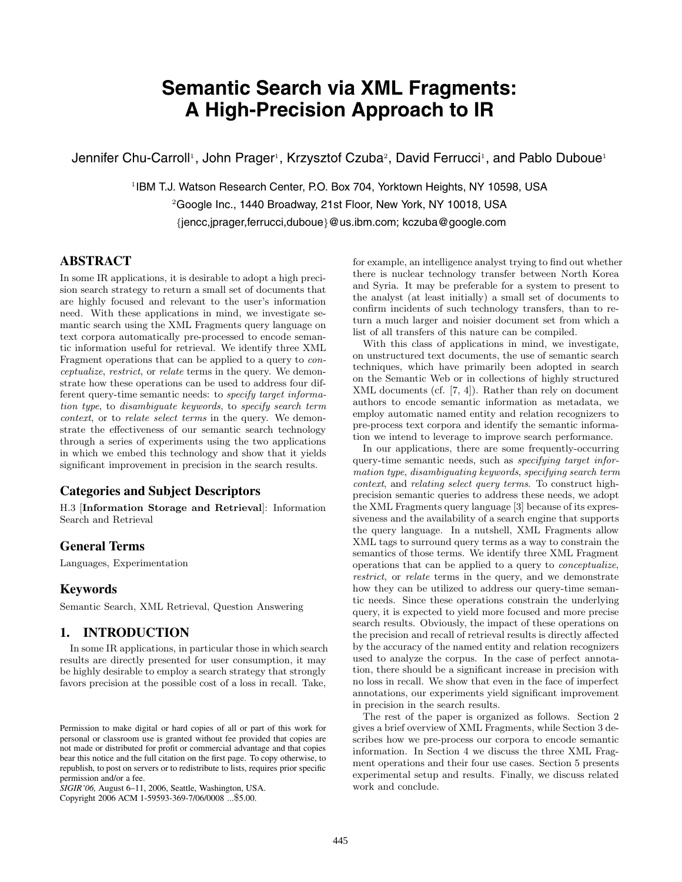# Semantic Search via XML Fragments: A High-Precision Approach to IR

Jennifer Chu-Carroll[1], John Prager[1], Krzysztof Czuba[2], David Ferrucci[1], and Pablo Duboue[1]

[1]IBM T.J. Watson Research Center, P.O. Box 704, Yorktown Heights, NY 10598, USA

[2]Google Inc., 1440 Broadway, 21st Floor, New York, NY 10018, USA

{jencc,jprager,ferrucci,duboue}@us.ibm.com; kczuba@google.com

## ABSTRACT

In some IR applications, it is desirable to adopt a high precision search strategy to return a small set of documents that are highly focused and relevant to the user's information need. With these applications in mind, we investigate semantic search using the XML Fragments query language on text corpora automatically pre-processed to encode semantic information useful for retrieval. We identify three XML Fragment operations that can be applied to a query to *conceptualize*, *restrict*, or *relate* terms in the query. We demonstrate how these operations can be used to address four different query-time semantic needs: to *specify target information type*, to *disambiguate keywords*, to *specify search term context*, or to *relate select terms* in the query. We demonstrate the effectiveness of our semantic search technology through a series of experiments using the two applications in which we embed this technology and show that it yields significant improvement in precision in the search results.

## Categories and Subject Descriptors

H.3 [**Information Storage and Retrieval**]: Information Search and Retrieval

## General Terms

Languages, Experimentation

## Keywords

Semantic Search, XML Retrieval, Question Answering

## 1. INTRODUCTION

In some IR applications, in particular those in which search results are directly presented for user consumption, it may be highly desirable to employ a search strategy that strongly favors precision at the possible cost of a loss in recall. Take, for example, an intelligence analyst trying to find out whether there is nuclear technology transfer between North Korea and Syria. It may be preferable for a system to present to the analyst (at least initially) a small set of documents to confirm incidents of such technology transfers, than to return a much larger and noisier document set from which a list of all transfers of this nature can be compiled.

With this class of applications in mind, we investigate, on unstructured text documents, the use of semantic search techniques, which have primarily been adopted in search on the Semantic Web or in collections of highly structured XML documents (cf. [7, 4]). Rather than rely on document authors to encode semantic information as metadata, we employ automatic named entity and relation recognizers to pre-process text corpora and identify the semantic information we intend to leverage to improve search performance.

In our applications, there are some frequently-occurring query-time semantic needs, such as *specifying target information type*, *disambiguating keywords*, *specifying search term context*, and *relating select query terms*. To construct high-precision semantic queries to address these needs, we adopt the XML Fragments query language [3] because of its expressiveness and the availability of a search engine that supports the query language. In a nutshell, XML Fragments allow XML tags to surround query terms as a way to constrain the semantics of those terms. We identify three XML Fragment operations that can be applied to a query to *conceptualize*, *restrict*, or *relate* terms in the query, and we demonstrate how they can be utilized to address our query-time semantic needs. Since these operations constrain the underlying query, it is expected to yield more focused and more precise search results. Obviously, the impact of these operations on the precision and recall of retrieval results is directly affected by the accuracy of the named entity and relation recognizers used to analyze the corpus. In the case of perfect annotation, there should be a significant increase in precision with no loss in recall. We show that even in the face of imperfect annotations, our experiments yield significant improvement in precision in the search results.

The rest of the paper is organized as follows. Section 2 gives a brief overview of XML Fragments, while Section 3 describes how we pre-process our corpora to encode semantic information. In Section 4 we discuss the three XML Fragment operations and their four use cases. Section 5 presents experimental setup and results. Finally, we discuss related work and conclude.

Permission to make digital or hard copies of all or part of this work for personal or classroom use is granted without fee provided that copies are not made or distributed for profit or commercial advantage and that copies bear this notice and the full citation on the first page. To copy otherwise, to republish, to post on servers or to redistribute to lists, requires prior specific permission and/or a fee.

*SIGIR'06,* August 6–11, 2006, Seattle, Washington, USA.

Copyright 2006 ACM 1-59593-369-7/06/0008 ...$5.00.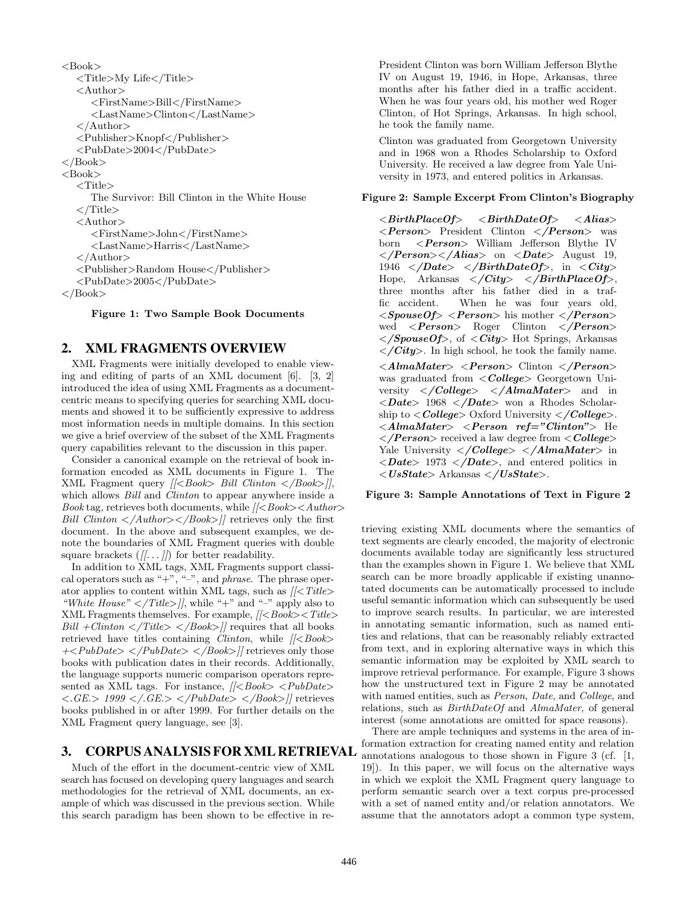```
<Book>
    <Title>My Life</Title>
    <Author>
        <FirstName>Bill</FirstName>
        <LastName>Clinton</LastName>
    </Author>
    <Publisher>Knopf</Publisher>
    <PubDate>2004</PubDate>
</Book>
<Book>
    <Title>
        The Survivor: Bill Clinton in the White House
    </Title>
    <Author>
        <FirstName>John</FirstName>
        <LastName>Harris</LastName>
    </Author>
    <Publisher>Random House</Publisher>
    <PubDate>2005</PubDate>
</Book>
```

**Figure 1: Two Sample Book Documents**

## 2. XML FRAGMENTS OVERVIEW

XML Fragments were initially developed to enable viewing and editing of parts of an XML document [6]. [3, 2] introduced the idea of using XML Fragments as a document-centric means to specifying queries for searching XML documents and showed it to be sufficiently expressive to address most information needs in multiple domains. In this section we give a brief overview of the subset of the XML Fragments query capabilities relevant to the discussion in this paper.

Consider a canonical example on the retrieval of book information encoded as XML documents in Figure 1. The XML Fragment query *[[<Book> Bill Clinton </Book>]]*, which allows *Bill* and *Clinton* to appear anywhere inside a *Book* tag, retrieves both documents, while *[[<Book><Author> Bill Clinton </Author></Book>]]* retrieves only the first document. In the above and subsequent examples, we denote the boundaries of XML Fragment queries with double square brackets (*[[...]]*) for better readability.

In addition to XML tags, XML Fragments support classical operators such as "+", "–", and *phrase*. The phrase operator applies to content within XML tags, such as *[[<Title> "White House" </Title>]]*, while "+" and "–" apply also to XML Fragments themselves. For example, *[[<Book><Title> Bill +Clinton </Title> </Book>]]* requires that all books retrieved have titles containing *Clinton*, while *[[<Book> +<PubDate> </PubDate> </Book>]]* retrieves only those books with publication dates in their records. Additionally, the language supports numeric comparison operators represented as XML tags. For instance, *[[<Book> <PubDate> <.GE.> 1999 </.GE.> </PubDate> </Book>]]* retrieves books published in or after 1999. For further details on the XML Fragment query language, see [3].

## 3. CORPUS ANALYSIS FOR XML RETRIEVAL

Much of the effort in the document-centric view of XML search has focused on developing query languages and search methodologies for the retrieval of XML documents, an example of which was discussed in the previous section. While this search paradigm has been shown to be effective in retrieving existing XML documents where the semantics of text segments are clearly encoded, the majority of electronic documents available today are significantly less structured than the examples shown in Figure 1. We believe that XML search can be more broadly applicable if existing unannotated documents can be automatically processed to include useful semantic information which can subsequently be used to improve search results. In particular, we are interested in annotating semantic information, such as named entities and relations, that can be reasonably reliably extracted from text, and in exploring alternative ways in which this semantic information may be exploited by XML search to improve retrieval performance. For example, Figure 3 shows how the unstructured text in Figure 2 may be annotated with named entities, such as *Person*, *Date*, and *College*, and relations, such as *BirthDateOf* and *AlmaMater*, of general interest (some annotations are omitted for space reasons).

President Clinton was born William Jefferson Blythe IV on August 19, 1946, in Hope, Arkansas, three months after his father died in a traffic accident. When he was four years old, his mother wed Roger Clinton, of Hot Springs, Arkansas. In high school, he took the family name.

Clinton was graduated from Georgetown University and in 1968 won a Rhodes Scholarship to Oxford University. He received a law degree from Yale University in 1973, and entered politics in Arkansas.

**Figure 2: Sample Excerpt From Clinton's Biography**

***<BirthPlaceOf>*** ***<BirthDateOf>*** ***<Alias>*** ***<Person>*** President Clinton ***</Person>*** was born ***<Person>*** William Jefferson Blythe IV ***</Person></Alias>*** on ***<Date>*** August 19, 1946 ***</Date>*** ***</BirthDateOf>***, in ***<City>*** Hope, Arkansas ***</City>*** ***</BirthPlaceOf>***, three months after his father died in a traffic accident. When he was four years old, ***<SpouseOf>*** ***<Person>*** his mother ***</Person>*** wed ***<Person>*** Roger Clinton ***</Person>*** ***</SpouseOf>***, of ***<City>*** Hot Springs, Arkansas ***</City>***. In high school, he took the family name.

***<AlmaMater>*** ***<Person>*** Clinton ***</Person>*** was graduated from ***<College>*** Georgetown University ***</College>*** ***</AlmaMater>*** and in ***<Date>*** 1968 ***</Date>*** won a Rhodes Scholarship to ***<College>*** Oxford University ***</College>***. ***<AlmaMater>*** ***<Person ref="Clinton">*** He ***</Person>*** received a law degree from ***<College>*** Yale University ***</College>*** ***</AlmaMater>*** in ***<Date>*** 1973 ***</Date>***, and entered politics in ***<UsState>*** Arkansas ***</UsState>***.

**Figure 3: Sample Annotations of Text in Figure 2**

There are ample techniques and systems in the area of information extraction for creating named entity and relation annotations analogous to those shown in Figure 3 (cf. [1, 19]). In this paper, we will focus on the alternative ways in which we exploit the XML Fragment query language to perform semantic search over a text corpus pre-processed with a set of named entity and/or relation annotators. We assume that the annotators adopt a common type system,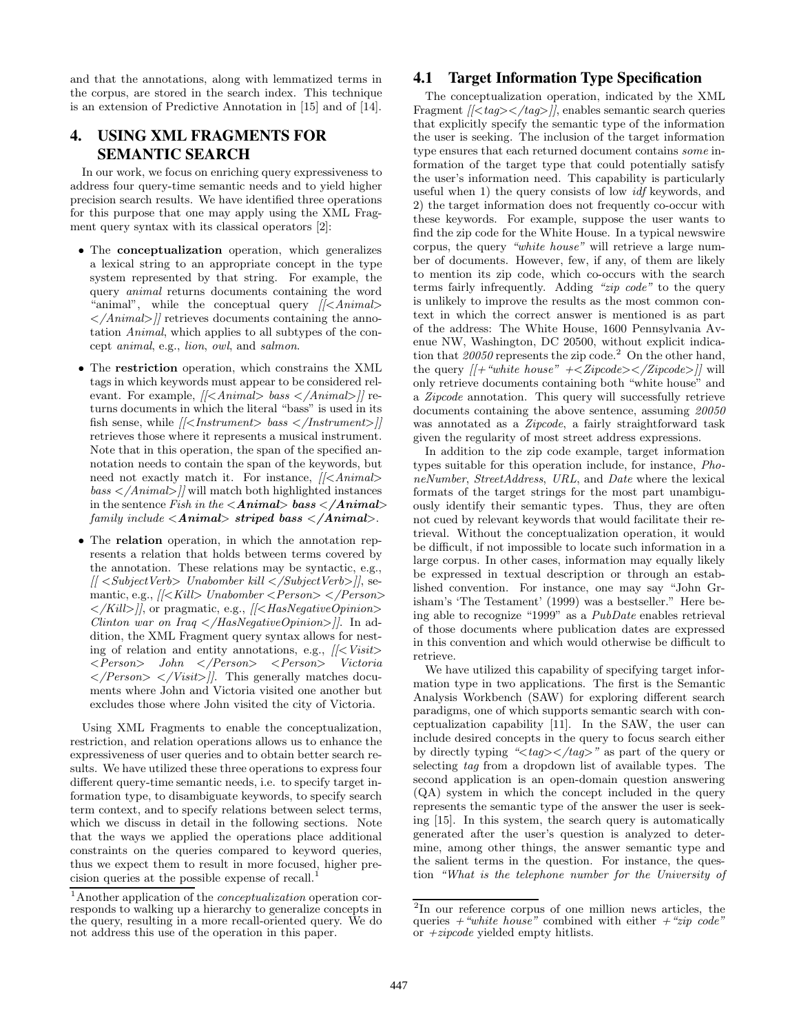and that the annotations, along with lemmatized terms in the corpus, are stored in the search index. This technique is an extension of Predictive Annotation in [15] and of [14].

## 4. USING XML FRAGMENTS FOR SEMANTIC SEARCH

In our work, we focus on enriching query expressiveness to address four query-time semantic needs and to yield higher precision search results. We have identified three operations for this purpose that one may apply using the XML Fragment query syntax with its classical operators [2]:

- The **conceptualization** operation, which generalizes a lexical string to an appropriate concept in the type system represented by that string. For example, the query *animal* returns documents containing the word "animal", while the conceptual query *[[<Animal> </Animal>]]* retrieves documents containing the annotation *Animal*, which applies to all subtypes of the concept *animal*, e.g., *lion*, *owl*, and *salmon*.
- The **restriction** operation, which constrains the XML tags in which keywords must appear to be considered relevant. For example, *[[<Animal> bass </Animal>]]* returns documents in which the literal "bass" is used in its fish sense, while *[[<Instrument> bass </Instrument>]]* retrieves those where it represents a musical instrument. Note that in this operation, the span of the specified annotation needs to contain the span of the keywords, but need not exactly match it. For instance, *[[<Animal> bass </Animal>]]* will match both highlighted instances in the sentence *Fish in the* ***<Animal> bass </Animal>*** *family include* ***<Animal> striped bass </Animal>***.
- The **relation** operation, in which the annotation represents a relation that holds between terms covered by the annotation. These relations may be syntactic, e.g., *[[ <SubjectVerb> Unabomber kill </SubjectVerb>]]*, semantic, e.g., *[[<Kill> Unabomber <Person> </Person> </Kill>]]*, or pragmatic, e.g., *[[<HasNegativeOpinion> Clinton war on Iraq </HasNegativeOpinion>]]*. In addition, the XML Fragment query syntax allows for nesting of relation and entity annotations, e.g., *[[<Visit> <Person> John </Person> <Person> Victoria </Person> </Visit>]]*. This generally matches documents where John and Victoria visited one another but excludes those where John visited the city of Victoria.

Using XML Fragments to enable the conceptualization, restriction, and relation operations allows us to enhance the expressiveness of user queries and to obtain better search results. We have utilized these three operations to express four different query-time semantic needs, i.e. to specify target information type, to disambiguate keywords, to specify search term context, and to specify relations between select terms, which we discuss in detail in the following sections. Note that the ways we applied the operations place additional constraints on the queries compared to keyword queries, thus we expect them to result in more focused, higher precision queries at the possible expense of recall.[1]

[1]Another application of the *conceptualization* operation corresponds to walking up a hierarchy to generalize concepts in the query, resulting in a more recall-oriented query. We do not address this use of the operation in this paper.

### 4.1 Target Information Type Specification

The conceptualization operation, indicated by the XML Fragment *[[<tag></tag>]]*, enables semantic search queries that explicitly specify the semantic type of the information the user is seeking. The inclusion of the target information type ensures that each returned document contains *some* information of the target type that could potentially satisfy the user's information need. This capability is particularly useful when 1) the query consists of low *idf* keywords, and 2) the target information does not frequently co-occur with these keywords. For example, suppose the user wants to find the zip code for the White House. In a typical newswire corpus, the query *"white house"* will retrieve a large number of documents. However, few, if any, of them are likely to mention its zip code, which co-occurs with the search terms fairly infrequently. Adding *"zip code"* to the query is unlikely to improve the results as the most common context in which the correct answer is mentioned is as part of the address: The White House, 1600 Pennsylvania Avenue NW, Washington, DC 20500, without explicit indication that *20050* represents the zip code.[2] On the other hand, the query *[[+"white house" +<Zipcode></Zipcode>]]* will only retrieve documents containing both "white house" and a *Zipcode* annotation. This query will successfully retrieve documents containing the above sentence, assuming *20050* was annotated as a *Zipcode*, a fairly straightforward task given the regularity of most street address expressions.

In addition to the zip code example, target information types suitable for this operation include, for instance, *PhoneNumber*, *StreetAddress*, *URL*, and *Date* where the lexical formats of the target strings for the most part unambiguously identify their semantic types. Thus, they are often not cued by relevant keywords that would facilitate their retrieval. Without the conceptualization operation, it would be difficult, if not impossible to locate such information in a large corpus. In other cases, information may equally likely be expressed in textual description or through an established convention. For instance, one may say "John Grisham's 'The Testament' (1999) was a bestseller." Here being able to recognize "1999" as a *PubDate* enables retrieval of those documents where publication dates are expressed in this convention and which would otherwise be difficult to retrieve.

We have utilized this capability of specifying target information type in two applications. The first is the Semantic Analysis Workbench (SAW) for exploring different search paradigms, one of which supports semantic search with conceptualization capability [11]. In the SAW, the user can include desired concepts in the query to focus search either by directly typing *"<tag></tag>"* as part of the query or selecting *tag* from a dropdown list of available types. The second application is an open-domain question answering (QA) system in which the concept included in the query represents the semantic type of the answer the user is seeking [15]. In this system, the search query is automatically generated after the user's question is analyzed to determine, among other things, the answer semantic type and the salient terms in the question. For instance, the question *"What is the telephone number for the University of*

[2]In our reference corpus of one million news articles, the queries *+"white house"* combined with either *+"zip code"* or *+zipcode* yielded empty hitlists.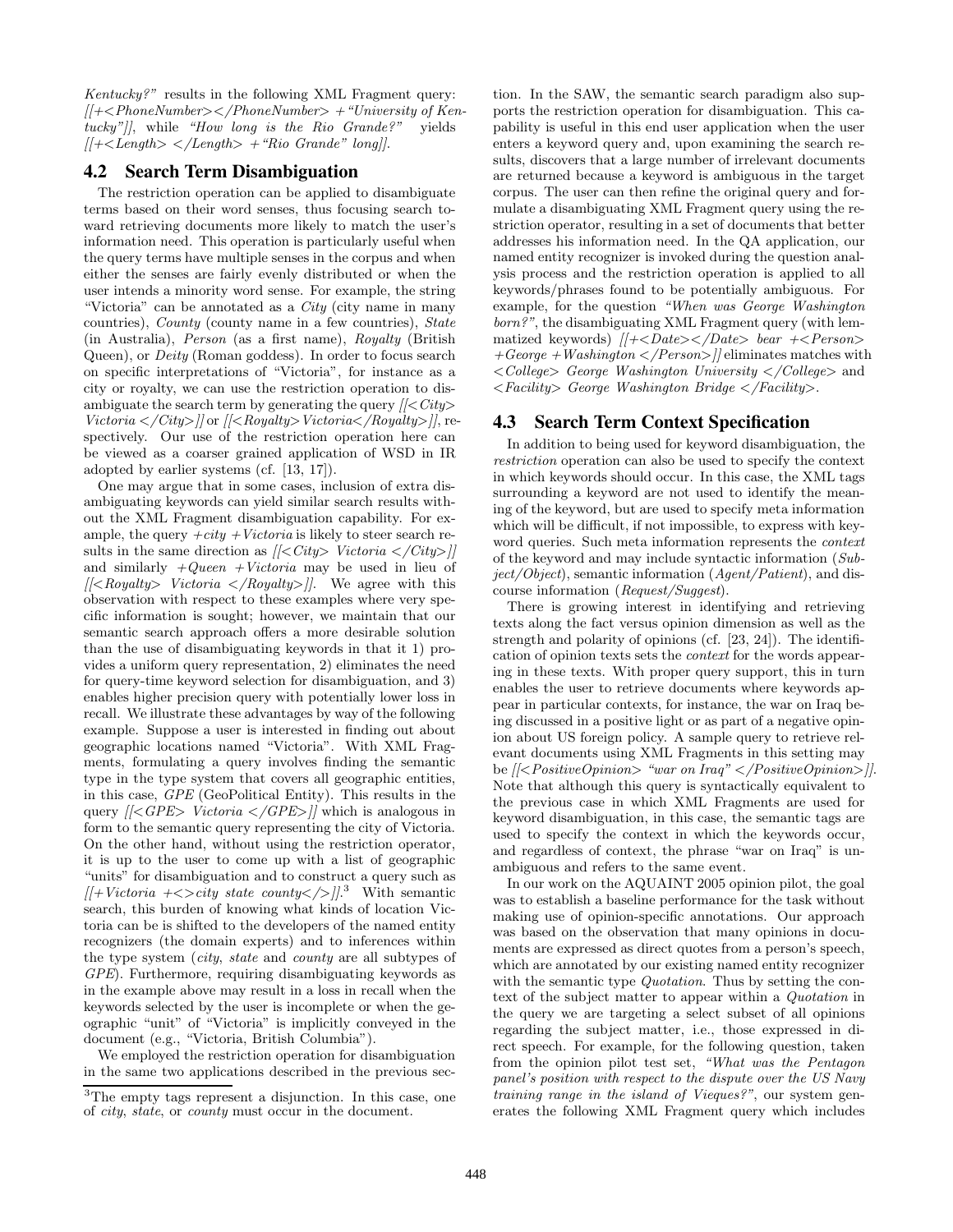*Kentucky?"* results in the following XML Fragment query: *[[+<PhoneNumber></PhoneNumber> +"University of Kentucky"]]*, while *"How long is the Rio Grande?"* yields *[[+<Length> </Length> +"Rio Grande" long]]*.

## 4.2 Search Term Disambiguation

The restriction operation can be applied to disambiguate terms based on their word senses, thus focusing search toward retrieving documents more likely to match the user's information need. This operation is particularly useful when the query terms have multiple senses in the corpus and when either the senses are fairly evenly distributed or when the user intends a minority word sense. For example, the string "Victoria" can be annotated as a *City* (city name in many countries), *County* (county name in a few countries), *State* (in Australia), *Person* (as a first name), *Royalty* (British Queen), or *Deity* (Roman goddess). In order to focus search on specific interpretations of "Victoria", for instance as a city or royalty, we can use the restriction operation to disambiguate the search term by generating the query *[[<City> Victoria </City>]]* or *[[<Royalty>Victoria</Royalty>]]*, respectively. Our use of the restriction operation here can be viewed as a coarser grained application of WSD in IR adopted by earlier systems (cf. [13, 17]).

One may argue that in some cases, inclusion of extra disambiguating keywords can yield similar search results without the XML Fragment disambiguation capability. For example, the query *+city +Victoria* is likely to steer search results in the same direction as *[[<City> Victoria </City>]]* and similarly *+Queen +Victoria* may be used in lieu of *[[<Royalty> Victoria </Royalty>]]*. We agree with this observation with respect to these examples where very specific information is sought; however, we maintain that our semantic search approach offers a more desirable solution than the use of disambiguating keywords in that it 1) provides a uniform query representation, 2) eliminates the need for query-time keyword selection for disambiguation, and 3) enables higher precision query with potentially lower loss in recall. We illustrate these advantages by way of the following example. Suppose a user is interested in finding out about geographic locations named "Victoria". With XML Fragments, formulating a query involves finding the semantic type in the type system that covers all geographic entities, in this case, *GPE* (GeoPolitical Entity). This results in the query *[[<GPE> Victoria </GPE>]]* which is analogous in form to the semantic query representing the city of Victoria. On the other hand, without using the restriction operator, it is up to the user to come up with a list of geographic "units" for disambiguation and to construct a query such as *[[+Victoria +<>city state county</>]]*.[3] With semantic search, this burden of knowing what kinds of location Victoria can be is shifted to the developers of the named entity recognizers (the domain experts) and to inferences within the type system (*city*, *state* and *county* are all subtypes of *GPE*). Furthermore, requiring disambiguating keywords as in the example above may result in a loss in recall when the keywords selected by the user is incomplete or when the geographic "unit" of "Victoria" is implicitly conveyed in the document (e.g., "Victoria, British Columbia").

We employed the restriction operation for disambiguation in the same two applications described in the previous section. In the SAW, the semantic search paradigm also supports the restriction operation for disambiguation. This capability is useful in this end user application when the user enters a keyword query and, upon examining the search results, discovers that a large number of irrelevant documents are returned because a keyword is ambiguous in the target corpus. The user can then refine the original query and formulate a disambiguating XML Fragment query using the restriction operator, resulting in a set of documents that better addresses his information need. In the QA application, our named entity recognizer is invoked during the question analysis process and the restriction operation is applied to all keywords/phrases found to be potentially ambiguous. For example, for the question *"When was George Washington born?"*, the disambiguating XML Fragment query (with lemmatized keywords) *[[+<Date></Date> bear +<Person> +George +Washington </Person>]]* eliminates matches with *<College> George Washington University </College>* and *<Facility> George Washington Bridge </Facility>*.

## 4.3 Search Term Context Specification

In addition to being used for keyword disambiguation, the *restriction* operation can also be used to specify the context in which keywords should occur. In this case, the XML tags surrounding a keyword are not used to identify the meaning of the keyword, but are used to specify meta information which will be difficult, if not impossible, to express with keyword queries. Such meta information represents the *context* of the keyword and may include syntactic information (*Subject/Object*), semantic information (*Agent/Patient*), and discourse information (*Request/Suggest*).

There is growing interest in identifying and retrieving texts along the fact versus opinion dimension as well as the strength and polarity of opinions (cf. [23, 24]). The identification of opinion texts sets the *context* for the words appearing in these texts. With proper query support, this in turn enables the user to retrieve documents where keywords appear in particular contexts, for instance, the war on Iraq being discussed in a positive light or as part of a negative opinion about US foreign policy. A sample query to retrieve relevant documents using XML Fragments in this setting may be *[[<PositiveOpinion> "war on Iraq" </PositiveOpinion>]]*. Note that although this query is syntactically equivalent to the previous case in which XML Fragments are used for keyword disambiguation, in this case, the semantic tags are used to specify the context in which the keywords occur, and regardless of context, the phrase "war on Iraq" is unambiguous and refers to the same event.

In our work on the AQUAINT 2005 opinion pilot, the goal was to establish a baseline performance for the task without making use of opinion-specific annotations. Our approach was based on the observation that many opinions in documents are expressed as direct quotes from a person's speech, which are annotated by our existing named entity recognizer with the semantic type *Quotation*. Thus by setting the context of the subject matter to appear within a *Quotation* in the query we are targeting a select subset of all opinions regarding the subject matter, i.e., those expressed in direct speech. For example, for the following question, taken from the opinion pilot test set, *"What was the Pentagon panel's position with respect to the dispute over the US Navy training range in the island of Vieques?"*, our system generates the following XML Fragment query which includes

[3] The empty tags represent a disjunction. In this case, one of *city*, *state*, or *county* must occur in the document.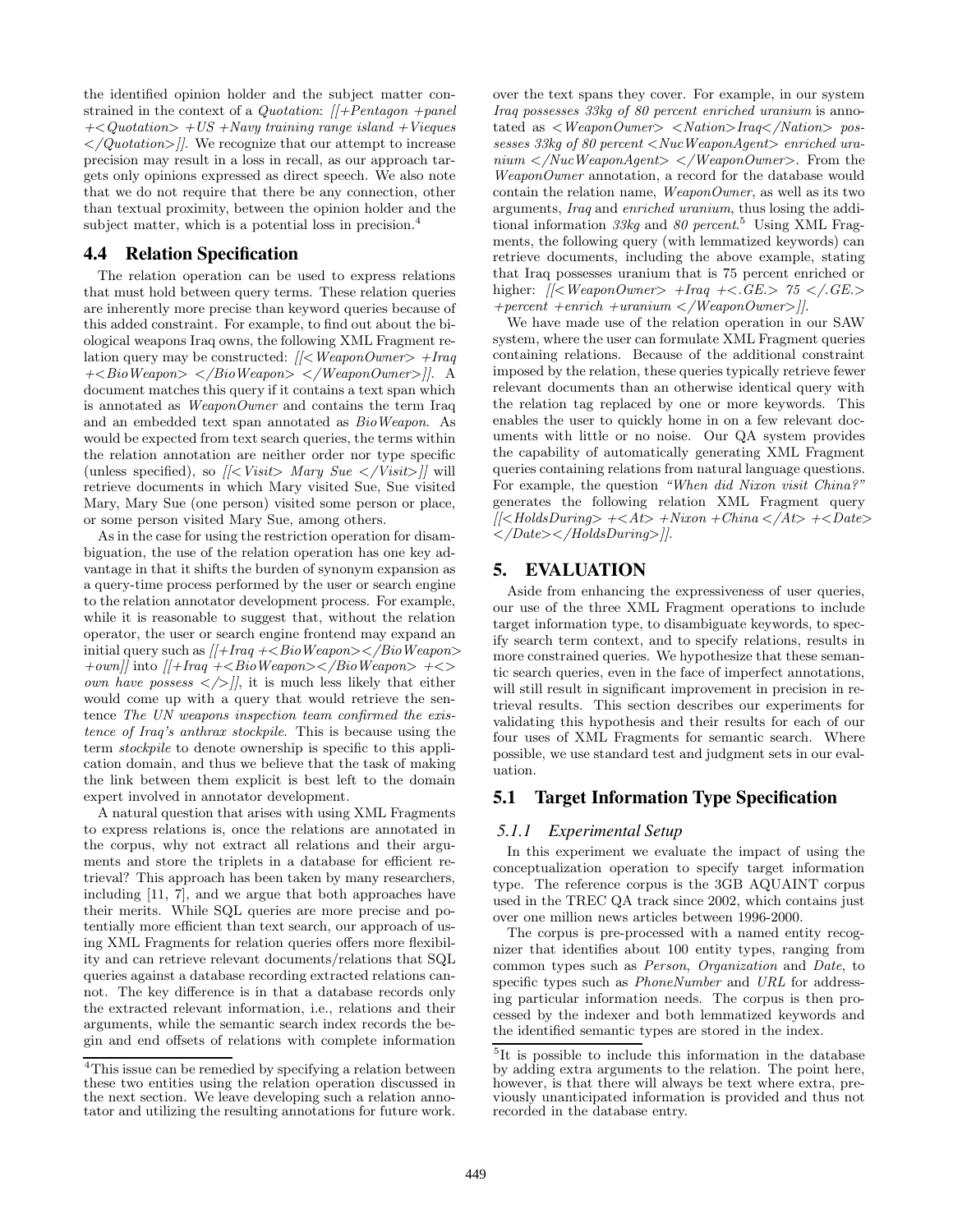the identified opinion holder and the subject matter constrained in the context of a *Quotation*: *[[+Pentagon +panel +<Quotation> +US +Navy training range island +Vieques </Quotation>]]*. We recognize that our attempt to increase precision may result in a loss in recall, as our approach targets only opinions expressed as direct speech. We also note that we do not require that there be any connection, other than textual proximity, between the opinion holder and the subject matter, which is a potential loss in precision.[4]

### 4.4 Relation Specification

The relation operation can be used to express relations that must hold between query terms. These relation queries are inherently more precise than keyword queries because of this added constraint. For example, to find out about the biological weapons Iraq owns, the following XML Fragment relation query may be constructed: *[[<WeaponOwner> +Iraq +<BioWeapon> </BioWeapon> </WeaponOwner>]]*. A document matches this query if it contains a text span which is annotated as *WeaponOwner* and contains the term Iraq and an embedded text span annotated as *BioWeapon*. As would be expected from text search queries, the terms within the relation annotation are neither order nor type specific (unless specified), so *[[<Visit> Mary Sue </Visit>]]* will retrieve documents in which Mary visited Sue, Sue visited Mary, Mary Sue (one person) visited some person or place, or some person visited Mary Sue, among others.

As in the case for using the restriction operation for disambiguation, the use of the relation operation has one key advantage in that it shifts the burden of synonym expansion as a query-time process performed by the user or search engine to the relation annotator development process. For example, while it is reasonable to suggest that, without the relation operator, the user or search engine frontend may expand an initial query such as *[[+Iraq +<BioWeapon></BioWeapon> +own]]* into *[[+Iraq +<BioWeapon></BioWeapon> +<> own have possess </>]]*, it is much less likely that either would come up with a query that would retrieve the sentence *The UN weapons inspection team confirmed the existence of Iraq's anthrax stockpile*. This is because using the term *stockpile* to denote ownership is specific to this application domain, and thus we believe that the task of making the link between them explicit is best left to the domain expert involved in annotator development.

A natural question that arises with using XML Fragments to express relations is, once the relations are annotated in the corpus, why not extract all relations and their arguments and store the triplets in a database for efficient retrieval? This approach has been taken by many researchers, including [11, 7], and we argue that both approaches have their merits. While SQL queries are more precise and potentially more efficient than text search, our approach of using XML Fragments for relation queries offers more flexibility and can retrieve relevant documents/relations that SQL queries against a database recording extracted relations cannot. The key difference is in that a database records only the extracted relevant information, i.e., relations and their arguments, while the semantic search index records the begin and end offsets of relations with complete information over the text spans they cover. For example, in our system *Iraq possesses 33kg of 80 percent enriched uranium* is annotated as *<WeaponOwner> <Nation>Iraq</Nation> possesses 33kg of 80 percent <NucWeaponAgent> enriched uranium </NucWeaponAgent> </WeaponOwner>*. From the *WeaponOwner* annotation, a record for the database would contain the relation name, *WeaponOwner*, as well as its two arguments, *Iraq* and *enriched uranium*, thus losing the additional information *33kg* and *80 percent*.[5] Using XML Fragments, the following query (with lemmatized keywords) can retrieve documents, including the above example, stating that Iraq possesses uranium that is 75 percent enriched or higher: *[[<WeaponOwner> +Iraq +<.GE.> 75 </.GE.> +percent +enrich +uranium </WeaponOwner>]]*.

We have made use of the relation operation in our SAW system, where the user can formulate XML Fragment queries containing relations. Because of the additional constraint imposed by the relation, these queries typically retrieve fewer relevant documents than an otherwise identical query with the relation tag replaced by one or more keywords. This enables the user to quickly home in on a few relevant documents with little or no noise. Our QA system provides the capability of automatically generating XML Fragment queries containing relations from natural language questions. For example, the question *"When did Nixon visit China?"* generates the following relation XML Fragment query *[[<HoldsDuring> +<At> +Nixon +China </At> +<Date> </Date></HoldsDuring>]]*.

## 5. EVALUATION

Aside from enhancing the expressiveness of user queries, our use of the three XML Fragment operations to include target information type, to disambiguate keywords, to specify search term context, and to specify relations, results in more constrained queries. We hypothesize that these semantic search queries, even in the face of imperfect annotations, will still result in significant improvement in precision in retrieval results. This section describes our experiments for validating this hypothesis and their results for each of our four uses of XML Fragments for semantic search. Where possible, we use standard test and judgment sets in our evaluation.

### 5.1 Target Information Type Specification

#### *5.1.1 Experimental Setup*

In this experiment we evaluate the impact of using the conceptualization operation to specify target information type. The reference corpus is the 3GB AQUAINT corpus used in the TREC QA track since 2002, which contains just over one million news articles between 1996-2000.

The corpus is pre-processed with a named entity recognizer that identifies about 100 entity types, ranging from common types such as *Person*, *Organization* and *Date*, to specific types such as *PhoneNumber* and *URL* for addressing particular information needs. The corpus is then processed by the indexer and both lemmatized keywords and the identified semantic types are stored in the index.

[4]This issue can be remedied by specifying a relation between these two entities using the relation operation discussed in the next section. We leave developing such a relation annotator and utilizing the resulting annotations for future work.

[5]It is possible to include this information in the database by adding extra arguments to the relation. The point here, however, is that there will always be text where extra, previously unanticipated information is provided and thus not recorded in the database entry.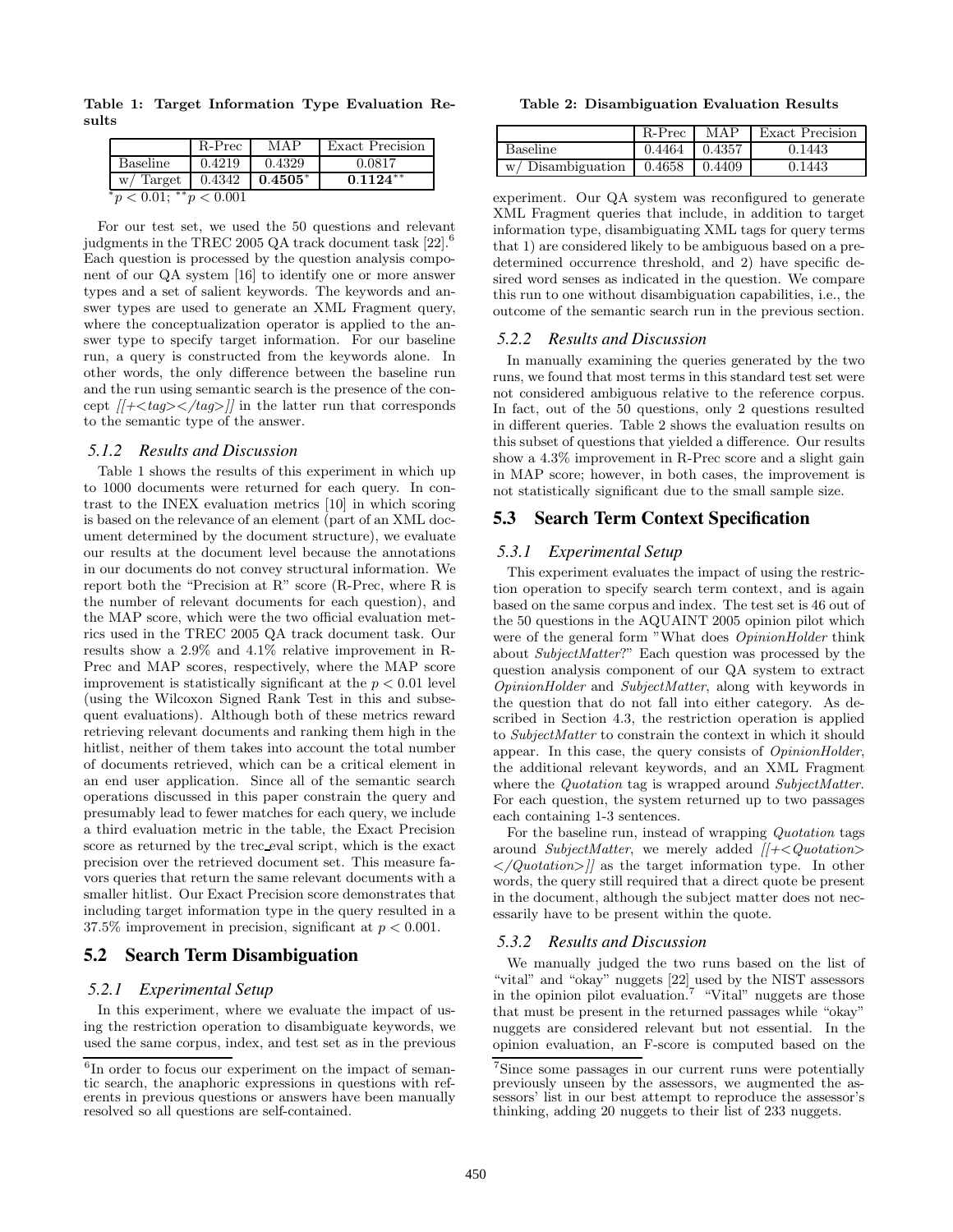**Table 1: Target Information Type Evaluation Results**

| | R-Prec | MAP | Exact Precision |
|---|---|---|---|
| Baseline | 0.4219 | 0.4329 | 0.0817 |
| w/ Target | 0.4342 | **0.4505**$^*$ | **0.1124**$^{**}$ |

$^*p < 0.01$; $^{**}p < 0.001$

For our test set, we used the 50 questions and relevant judgments in the TREC 2005 QA track document task [22].[6] Each question is processed by the question analysis component of our QA system [16] to identify one or more answer types and a set of salient keywords. The keywords and answer types are used to generate an XML Fragment query, where the conceptualization operator is applied to the answer type to specify target information. For our baseline run, a query is constructed from the keywords alone. In other words, the only difference between the baseline run and the run using semantic search is the presence of the concept *[[+<tag></tag>]]* in the latter run that corresponds to the semantic type of the answer.

### *5.1.2 Results and Discussion*

Table 1 shows the results of this experiment in which up to 1000 documents were returned for each query. In contrast to the INEX evaluation metrics [10] in which scoring is based on the relevance of an element (part of an XML document determined by the document structure), we evaluate our results at the document level because the annotations in our documents do not convey structural information. We report both the "Precision at R" score (R-Prec, where R is the number of relevant documents for each question), and the MAP score, which were the two official evaluation metrics used in the TREC 2005 QA track document task. Our results show a 2.9% and 4.1% relative improvement in R-Prec and MAP scores, respectively, where the MAP score improvement is statistically significant at the $p < 0.01$ level (using the Wilcoxon Signed Rank Test in this and subsequent evaluations). Although both of these metrics reward retrieving relevant documents and ranking them high in the hitlist, neither of them takes into account the total number of documents retrieved, which can be a critical element in an end user application. Since all of the semantic search operations discussed in this paper constrain the query and presumably lead to fewer matches for each query, we include a third evaluation metric in the table, the Exact Precision score as returned by the trec_eval script, which is the exact precision over the retrieved document set. This measure favors queries that return the same relevant documents with a smaller hitlist. Our Exact Precision score demonstrates that including target information type in the query resulted in a 37.5% improvement in precision, significant at $p < 0.001$.

## 5.2 Search Term Disambiguation

### *5.2.1 Experimental Setup*

In this experiment, where we evaluate the impact of using the restriction operation to disambiguate keywords, we used the same corpus, index, and test set as in the previous experiment. Our QA system was reconfigured to generate XML Fragment queries that include, in addition to target information type, disambiguating XML tags for query terms that 1) are considered likely to be ambiguous based on a predetermined occurrence threshold, and 2) have specific desired word senses as indicated in the question. We compare this run to one without disambiguation capabilities, i.e., the outcome of the semantic search run in the previous section.

**Table 2: Disambiguation Evaluation Results**

| | R-Prec | MAP | Exact Precision |
|---|---|---|---|
| Baseline | 0.4464 | 0.4357 | 0.1443 |
| w/ Disambiguation | 0.4658 | 0.4409 | 0.1443 |

### *5.2.2 Results and Discussion*

In manually examining the queries generated by the two runs, we found that most terms in this standard test set were not considered ambiguous relative to the reference corpus. In fact, out of the 50 questions, only 2 questions resulted in different queries. Table 2 shows the evaluation results on this subset of questions that yielded a difference. Our results show a 4.3% improvement in R-Prec score and a slight gain in MAP score; however, in both cases, the improvement is not statistically significant due to the small sample size.

## 5.3 Search Term Context Specification

### *5.3.1 Experimental Setup*

This experiment evaluates the impact of using the restriction operation to specify search term context, and is again based on the same corpus and index. The test set is 46 out of the 50 questions in the AQUAINT 2005 opinion pilot which were of the general form "What does *OpinionHolder* think about *SubjectMatter*?" Each question was processed by the question analysis component of our QA system to extract *OpinionHolder* and *SubjectMatter*, along with keywords in the question that do not fall into either category. As described in Section 4.3, the restriction operation is applied to *SubjectMatter* to constrain the context in which it should appear. In this case, the query consists of *OpinionHolder*, the additional relevant keywords, and an XML Fragment where the *Quotation* tag is wrapped around *SubjectMatter*. For each question, the system returned up to two passages each containing 1-3 sentences.

For the baseline run, instead of wrapping *Quotation* tags around *SubjectMatter*, we merely added *[[+<Quotation></Quotation>]]* as the target information type. In other words, the query still required that a direct quote be present in the document, although the subject matter does not necessarily have to be present within the quote.

### *5.3.2 Results and Discussion*

We manually judged the two runs based on the list of "vital" and "okay" nuggets [22] used by the NIST assessors in the opinion pilot evaluation.[7] "Vital" nuggets are those that must be present in the returned passages while "okay" nuggets are considered relevant but not essential. In the opinion evaluation, an F-score is computed based on the

---

[6] In order to focus our experiment on the impact of semantic search, the anaphoric expressions in questions with referents in previous questions or answers have been manually resolved so all questions are self-contained.

[7] Since some passages in our current runs were potentially previously unseen by the assessors, we augmented the assessors' list in our best attempt to reproduce the assessor's thinking, adding 20 nuggets to their list of 233 nuggets.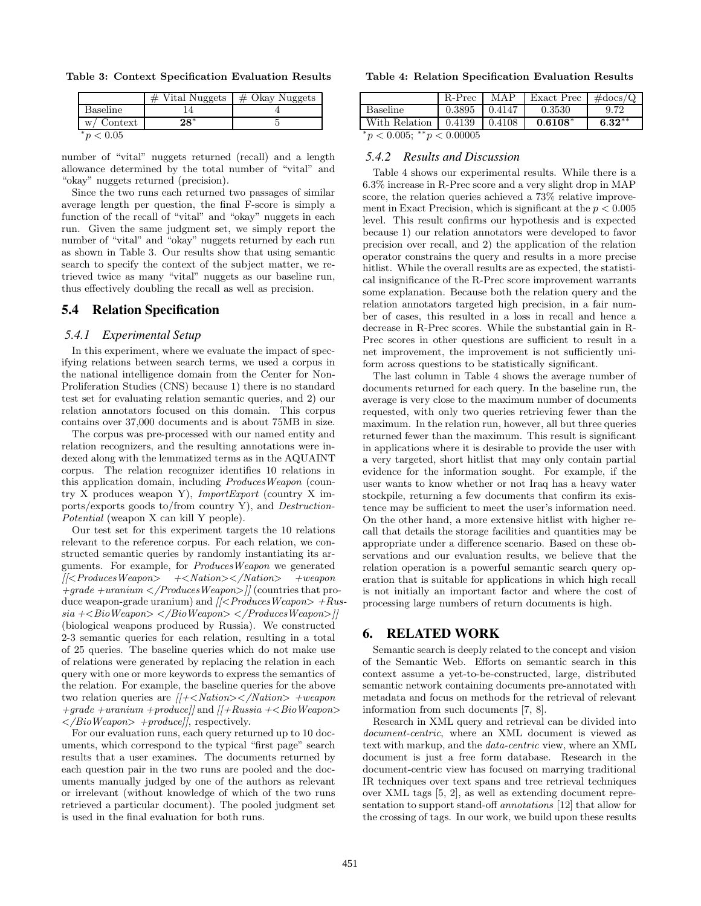**Table 3: Context Specification Evaluation Results**

| | # Vital Nuggets | # Okay Nuggets |
|---|---|---|
| Baseline | 14 | 4 |
| w/ Context | **28**$^*$ | 5 |

$^*p < 0.05$

number of "vital" nuggets returned (recall) and a length allowance determined by the total number of "vital" and "okay" nuggets returned (precision).

Since the two runs each returned two passages of similar average length per question, the final F-score is simply a function of the recall of "vital" and "okay" nuggets in each run. Given the same judgment set, we simply report the number of "vital" and "okay" nuggets returned by each run as shown in Table 3. Our results show that using semantic search to specify the context of the subject matter, we retrieved twice as many "vital" nuggets as our baseline run, thus effectively doubling the recall as well as precision.

## 5.4 Relation Specification

### *5.4.1 Experimental Setup*

In this experiment, where we evaluate the impact of specifying relations between search terms, we used a corpus in the national intelligence domain from the Center for Non-Proliferation Studies (CNS) because 1) there is no standard test set for evaluating relation semantic queries, and 2) our relation annotators focused on this domain. This corpus contains over 37,000 documents and is about 75MB in size.

The corpus was pre-processed with our named entity and relation recognizers, and the resulting annotations were indexed along with the lemmatized terms as in the AQUAINT corpus. The relation recognizer identifies 10 relations in this application domain, including *ProducesWeapon* (country X produces weapon Y), *ImportExport* (country X imports/exports goods to/from country Y), and *DestructionPotential* (weapon X can kill Y people).

Our test set for this experiment targets the 10 relations relevant to the reference corpus. For each relation, we constructed semantic queries by randomly instantiating its arguments. For example, for *ProducesWeapon* we generated *[[<ProducesWeapon> +<Nation></Nation> +weapon +grade +uranium </ProducesWeapon>]]* (countries that produce weapon-grade uranium) and *[[<ProducesWeapon> +Russia +<BioWeapon> </BioWeapon> </ProducesWeapon>]]* (biological weapons produced by Russia). We constructed 2-3 semantic queries for each relation, resulting in a total of 25 queries. The baseline queries which do not make use of relations were generated by replacing the relation in each query with one or more keywords to express the semantics of the relation. For example, the baseline queries for the above two relation queries are *[[+<Nation></Nation> +weapon +grade +uranium +produce]]* and *[[+Russia +<BioWeapon> </BioWeapon> +produce]]*, respectively.

For our evaluation runs, each query returned up to 10 documents, which correspond to the typical "first page" search results that a user examines. The documents returned by each question pair in the two runs are pooled and the documents manually judged by one of the authors as relevant or irrelevant (without knowledge of which of the two runs retrieved a particular document). The pooled judgment set is used in the final evaluation for both runs.

**Table 4: Relation Specification Evaluation Results**

| | R-Prec | MAP | Exact Prec | #docs/Q |
|---|---|---|---|---|
| Baseline | 0.3895 | 0.4147 | 0.3530 | 9.72 |
| With Relation | 0.4139 | 0.4108 | **0.6108**$^*$ | **6.32**$^{**}$ |

$^*p < 0.005$; $^{**}p < 0.00005$

### *5.4.2 Results and Discussion*

Table 4 shows our experimental results. While there is a 6.3% increase in R-Prec score and a very slight drop in MAP score, the relation queries achieved a 73% relative improvement in Exact Precision, which is significant at the $p < 0.005$ level. This result confirms our hypothesis and is expected because 1) our relation annotators were developed to favor precision over recall, and 2) the application of the relation operator constrains the query and results in a more precise hitlist. While the overall results are as expected, the statistical insignificance of the R-Prec score improvement warrants some explanation. Because both the relation query and the relation annotators targeted high precision, in a fair number of cases, this resulted in a loss in recall and hence a decrease in R-Prec scores. While the substantial gain in R-Prec scores in other questions are sufficient to result in a net improvement, the improvement is not sufficiently uniform across questions to be statistically significant.

The last column in Table 4 shows the average number of documents returned for each query. In the baseline run, the average is very close to the maximum number of documents requested, with only two queries retrieving fewer than the maximum. In the relation run, however, all but three queries returned fewer than the maximum. This result is significant in applications where it is desirable to provide the user with a very targeted, short hitlist that may only contain partial evidence for the information sought. For example, if the user wants to know whether or not Iraq has a heavy water stockpile, returning a few documents that confirm its existence may be sufficient to meet the user's information need. On the other hand, a more extensive hitlist with higher recall that details the storage facilities and quantities may be appropriate under a difference scenario. Based on these observations and our evaluation results, we believe that the relation operation is a powerful semantic search query operation that is suitable for applications in which high recall is not initially an important factor and where the cost of processing large numbers of return documents is high.

## 6. RELATED WORK

Semantic search is deeply related to the concept and vision of the Semantic Web. Efforts on semantic search in this context assume a yet-to-be-constructed, large, distributed semantic network containing documents pre-annotated with metadata and focus on methods for the retrieval of relevant information from such documents [7, 8].

Research in XML query and retrieval can be divided into *document-centric*, where an XML document is viewed as text with markup, and the *data-centric* view, where an XML document is just a free form database. Research in the document-centric view has focused on marrying traditional IR techniques over text spans and tree retrieval techniques over XML tags [5, 2], as well as extending document representation to support stand-off *annotations* [12] that allow for the crossing of tags. In our work, we build upon these results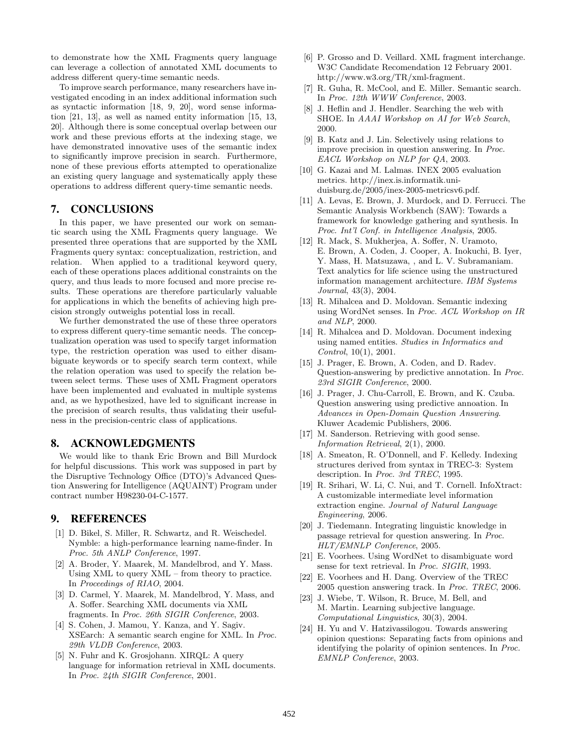to demonstrate how the XML Fragments query language can leverage a collection of annotated XML documents to address different query-time semantic needs.

To improve search performance, many researchers have investigated encoding in an index additional information such as syntactic information [18, 9, 20], word sense information [21, 13], as well as named entity information [15, 13, 20]. Although there is some conceptual overlap between our work and these previous efforts at the indexing stage, we have demonstrated innovative uses of the semantic index to significantly improve precision in search. Furthermore, none of these previous efforts attempted to operationalize an existing query language and systematically apply these operations to address different query-time semantic needs.

## 7. CONCLUSIONS

In this paper, we have presented our work on semantic search using the XML Fragments query language. We presented three operations that are supported by the XML Fragments query syntax: conceptualization, restriction, and relation. When applied to a traditional keyword query, each of these operations places additional constraints on the query, and thus leads to more focused and more precise results. These operations are therefore particularly valuable for applications in which the benefits of achieving high precision strongly outweighs potential loss in recall.

We further demonstrated the use of these three operators to express different query-time semantic needs. The conceptualization operation was used to specify target information type, the restriction operation was used to either disambiguate keywords or to specify search term context, while the relation operation was used to specify the relation between select terms. These uses of XML Fragment operators have been implemented and evaluated in multiple systems and, as we hypothesized, have led to significant increase in the precision of search results, thus validating their usefulness in the precision-centric class of applications.

## 8. ACKNOWLEDGMENTS

We would like to thank Eric Brown and Bill Murdock for helpful discussions. This work was supposed in part by the Disruptive Technology Office (DTO)'s Advanced Question Answering for Intelligence (AQUAINT) Program under contract number H98230-04-C-1577.

## 9. REFERENCES

[1] D. Bikel, S. Miller, R. Schwartz, and R. Weischedel. Nymble: a high-performance learning name-finder. In *Proc. 5th ANLP Conference*, 1997.

[2] A. Broder, Y. Maarek, M. Mandelbrod, and Y. Mass. Using XML to query XML – from theory to practice. In *Proceedings of RIAO*, 2004.

[3] D. Carmel, Y. Maarek, M. Mandelbrod, Y. Mass, and A. Soffer. Searching XML documents via XML fragments. In *Proc. 26th SIGIR Conference*, 2003.

[4] S. Cohen, J. Mamou, Y. Kanza, and Y. Sagiv. XSEarch: A semantic search engine for XML. In *Proc. 29th VLDB Conference*, 2003.

[5] N. Fuhr and K. Grosjohann. XIRQL: A query language for information retrieval in XML documents. In *Proc. 24th SIGIR Conference*, 2001.

[6] P. Grosso and D. Veillard. XML fragment interchange. W3C Candidate Recomendation 12 February 2001. http://www.w3.org/TR/xml-fragment.

[7] R. Guha, R. McCool, and E. Miller. Semantic search. In *Proc. 12th WWW Conference*, 2003.

[8] J. Heflin and J. Hendler. Searching the web with SHOE. In *AAAI Workshop on AI for Web Search*, 2000.

[9] B. Katz and J. Lin. Selectively using relations to improve precision in question answering. In *Proc. EACL Workshop on NLP for QA*, 2003.

[10] G. Kazai and M. Lalmas. INEX 2005 evaluation metrics. http://inex.is.informatik.uni-duisburg.de/2005/inex-2005-metricsv6.pdf.

[11] A. Levas, E. Brown, J. Murdock, and D. Ferrucci. The Semantic Analysis Workbench (SAW): Towards a framework for knowledge gathering and synthesis. In *Proc. Int'l Conf. in Intelligence Analysis*, 2005.

[12] R. Mack, S. Mukherjea, A. Soffer, N. Uramoto, E. Brown, A. Coden, J. Cooper, A. Inokuchi, B. Iyer, Y. Mass, H. Matsuzawa, , and L. V. Subramaniam. Text analytics for life science using the unstructured information management architecture. *IBM Systems Journal*, 43(3), 2004.

[13] R. Mihalcea and D. Moldovan. Semantic indexing using WordNet senses. In *Proc. ACL Workshop on IR and NLP*, 2000.

[14] R. Mihalcea and D. Moldovan. Document indexing using named entities. *Studies in Informatics and Control*, 10(1), 2001.

[15] J. Prager, E. Brown, A. Coden, and D. Radev. Question-answering by predictive annotation. In *Proc. 23rd SIGIR Conference*, 2000.

[16] J. Prager, J. Chu-Carroll, E. Brown, and K. Czuba. Question answering using predictive annoation. In *Advances in Open-Domain Question Answering*. Kluwer Academic Publishers, 2006.

[17] M. Sanderson. Retrieving with good sense. *Information Retrieval*, 2(1), 2000.

[18] A. Smeaton, R. O'Donnell, and F. Kelledy. Indexing structures derived from syntax in TREC-3: System description. In *Proc. 3rd TREC*, 1995.

[19] R. Srihari, W. Li, C. Nui, and T. Cornell. InfoXtract: A customizable intermediate level information extraction engine. *Journal of Natural Language Engineering*, 2006.

[20] J. Tiedemann. Integrating linguistic knowledge in passage retrieval for question answering. In *Proc. HLT/EMNLP Conference*, 2005.

[21] E. Voorhees. Using WordNet to disambiguate word sense for text retrieval. In *Proc. SIGIR*, 1993.

[22] E. Voorhees and H. Dang. Overview of the TREC 2005 question answering track. In *Proc. TREC*, 2006.

[23] J. Wiebe, T. Wilson, R. Bruce, M. Bell, and M. Martin. Learning subjective language. *Computational Linguistics*, 30(3), 2004.

[24] H. Yu and V. Hatzivassilogou. Towards answering opinion questions: Separating facts from opinions and identifying the polarity of opinion sentences. In *Proc. EMNLP Conference*, 2003.